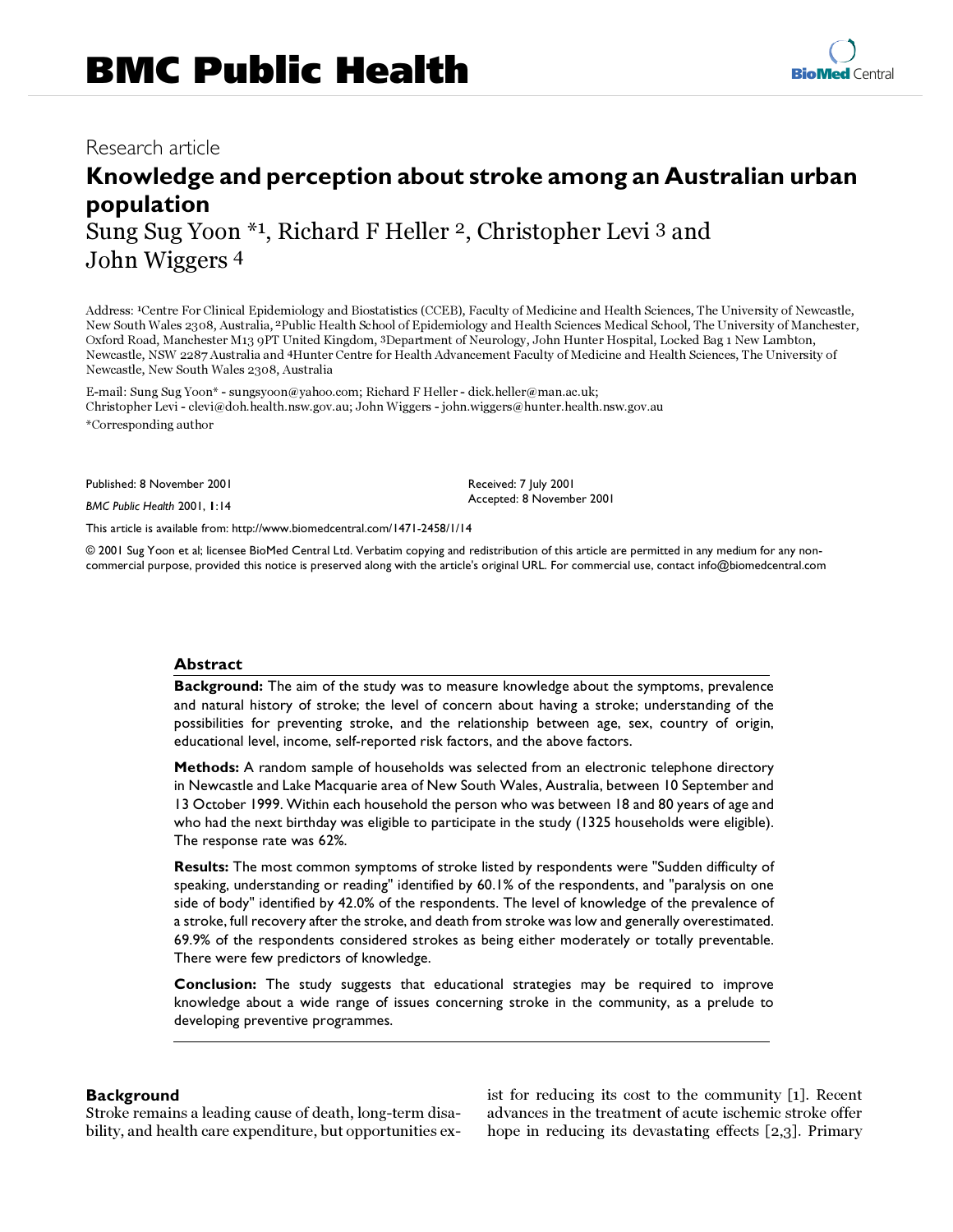# Research article

# Knowledge and perception about stroke among an Australian urban population

Sung Sug Yoon *[1], Richard F Heller [2], Christopher Levi [3] and John Wiggers [4]

Address: [1]Centre For Clinical Epidemiology and Biostatistics (CCEB), Faculty of Medicine and Health Sciences, The University of Newcastle, New South Wales 2308, Australia, [2]Public Health School of Epidemiology and Health Sciences Medical School, The University of Manchester, Oxford Road, Manchester M13 9PT United Kingdom, [3]Department of Neurology, John Hunter Hospital, Locked Bag 1 New Lambton, Newcastle, NSW 2287 Australia and [4]Hunter Centre for Health Advancement Faculty of Medicine and Health Sciences, The University of Newcastle, New South Wales 2308, Australia

E-mail: Sung Sug Yoon* - sungsyoon@yahoo.com; Richard F Heller - dick.heller@man.ac.uk; Christopher Levi - clevi@doh.health.nsw.gov.au; John Wiggers - john.wiggers@hunter.health.nsw.gov.au

*Corresponding author

Published: 8 November 2001

*BMC Public Health* 2001, **1**:14

Received: 7 July 2001

Accepted: 8 November 2001

This article is available from: http://www.biomedcentral.com/1471-2458/1/14

© 2001 Sug Yoon et al; licensee BioMed Central Ltd. Verbatim copying and redistribution of this article are permitted in any medium for any non-commercial purpose, provided this notice is preserved along with the article's original URL. For commercial use, contact info@biomedcentral.com

## Abstract

**Background:** The aim of the study was to measure knowledge about the symptoms, prevalence and natural history of stroke; the level of concern about having a stroke; understanding of the possibilities for preventing stroke, and the relationship between age, sex, country of origin, educational level, income, self-reported risk factors, and the above factors.

**Methods:** A random sample of households was selected from an electronic telephone directory in Newcastle and Lake Macquarie area of New South Wales, Australia, between 10 September and 13 October 1999. Within each household the person who was between 18 and 80 years of age and who had the next birthday was eligible to participate in the study (1325 households were eligible). The response rate was 62%.

**Results:** The most common symptoms of stroke listed by respondents were "Sudden difficulty of speaking, understanding or reading" identified by 60.1% of the respondents, and "paralysis on one side of body" identified by 42.0% of the respondents. The level of knowledge of the prevalence of a stroke, full recovery after the stroke, and death from stroke was low and generally overestimated. 69.9% of the respondents considered strokes as being either moderately or totally preventable. There were few predictors of knowledge.

**Conclusion:** The study suggests that educational strategies may be required to improve knowledge about a wide range of issues concerning stroke in the community, as a prelude to developing preventive programmes.

## Background

Stroke remains a leading cause of death, long-term disability, and health care expenditure, but opportunities exist for reducing its cost to the community [1]. Recent advances in the treatment of acute ischemic stroke offer hope in reducing its devastating effects [2,3]. Primary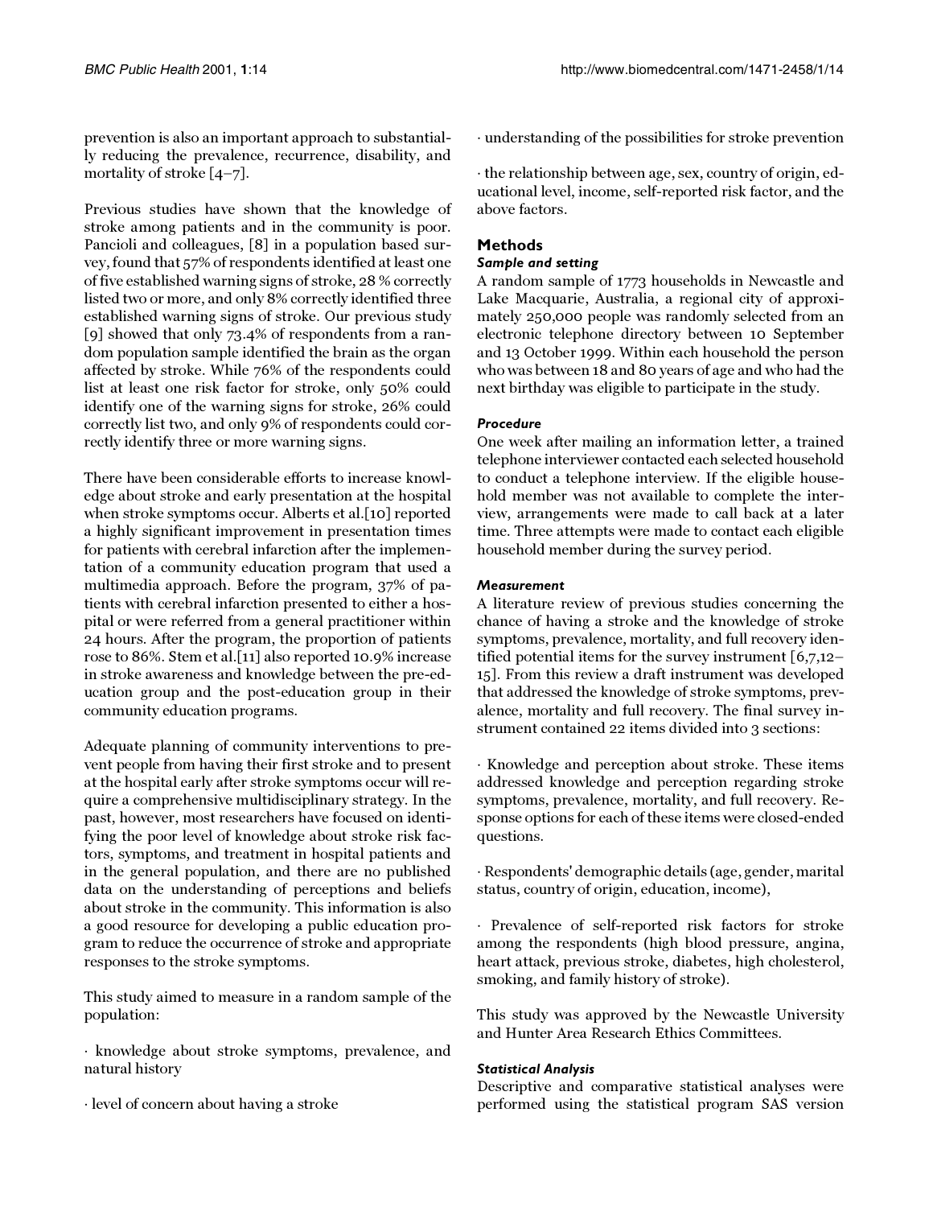prevention is also an important approach to substantially reducing the prevalence, recurrence, disability, and mortality of stroke [4–7].

Previous studies have shown that the knowledge of stroke among patients and in the community is poor. Pancioli and colleagues, [8] in a population based survey, found that 57% of respondents identified at least one of five established warning signs of stroke, 28 % correctly listed two or more, and only 8% correctly identified three established warning signs of stroke. Our previous study [9] showed that only 73.4% of respondents from a random population sample identified the brain as the organ affected by stroke. While 76% of the respondents could list at least one risk factor for stroke, only 50% could identify one of the warning signs for stroke, 26% could correctly list two, and only 9% of respondents could correctly identify three or more warning signs.

There have been considerable efforts to increase knowledge about stroke and early presentation at the hospital when stroke symptoms occur. Alberts et al.[10] reported a highly significant improvement in presentation times for patients with cerebral infarction after the implementation of a community education program that used a multimedia approach. Before the program, 37% of patients with cerebral infarction presented to either a hospital or were referred from a general practitioner within 24 hours. After the program, the proportion of patients rose to 86%. Stern et al.[11] also reported 10.9% increase in stroke awareness and knowledge between the pre-education group and the post-education group in their community education programs.

Adequate planning of community interventions to prevent people from having their first stroke and to present at the hospital early after stroke symptoms occur will require a comprehensive multidisciplinary strategy. In the past, however, most researchers have focused on identifying the poor level of knowledge about stroke risk factors, symptoms, and treatment in hospital patients and in the general population, and there are no published data on the understanding of perceptions and beliefs about stroke in the community. This information is also a good resource for developing a public education program to reduce the occurrence of stroke and appropriate responses to the stroke symptoms.

This study aimed to measure in a random sample of the population:

· knowledge about stroke symptoms, prevalence, and natural history

· level of concern about having a stroke

· understanding of the possibilities for stroke prevention

· the relationship between age, sex, country of origin, educational level, income, self-reported risk factor, and the above factors.

## Methods

### Sample and setting

A random sample of 1773 households in Newcastle and Lake Macquarie, Australia, a regional city of approximately 250,000 people was randomly selected from an electronic telephone directory between 10 September and 13 October 1999. Within each household the person who was between 18 and 80 years of age and who had the next birthday was eligible to participate in the study.

### Procedure

One week after mailing an information letter, a trained telephone interviewer contacted each selected household to conduct a telephone interview. If the eligible household member was not available to complete the interview, arrangements were made to call back at a later time. Three attempts were made to contact each eligible household member during the survey period.

### Measurement

A literature review of previous studies concerning the chance of having a stroke and the knowledge of stroke symptoms, prevalence, mortality, and full recovery identified potential items for the survey instrument [6,7,12–15]. From this review a draft instrument was developed that addressed the knowledge of stroke symptoms, prevalence, mortality and full recovery. The final survey instrument contained 22 items divided into 3 sections:

· Knowledge and perception about stroke. These items addressed knowledge and perception regarding stroke symptoms, prevalence, mortality, and full recovery. Response options for each of these items were closed-ended questions.

· Respondents' demographic details (age, gender, marital status, country of origin, education, income),

· Prevalence of self-reported risk factors for stroke among the respondents (high blood pressure, angina, heart attack, previous stroke, diabetes, high cholesterol, smoking, and family history of stroke).

This study was approved by the Newcastle University and Hunter Area Research Ethics Committees.

### Statistical Analysis

Descriptive and comparative statistical analyses were performed using the statistical program SAS version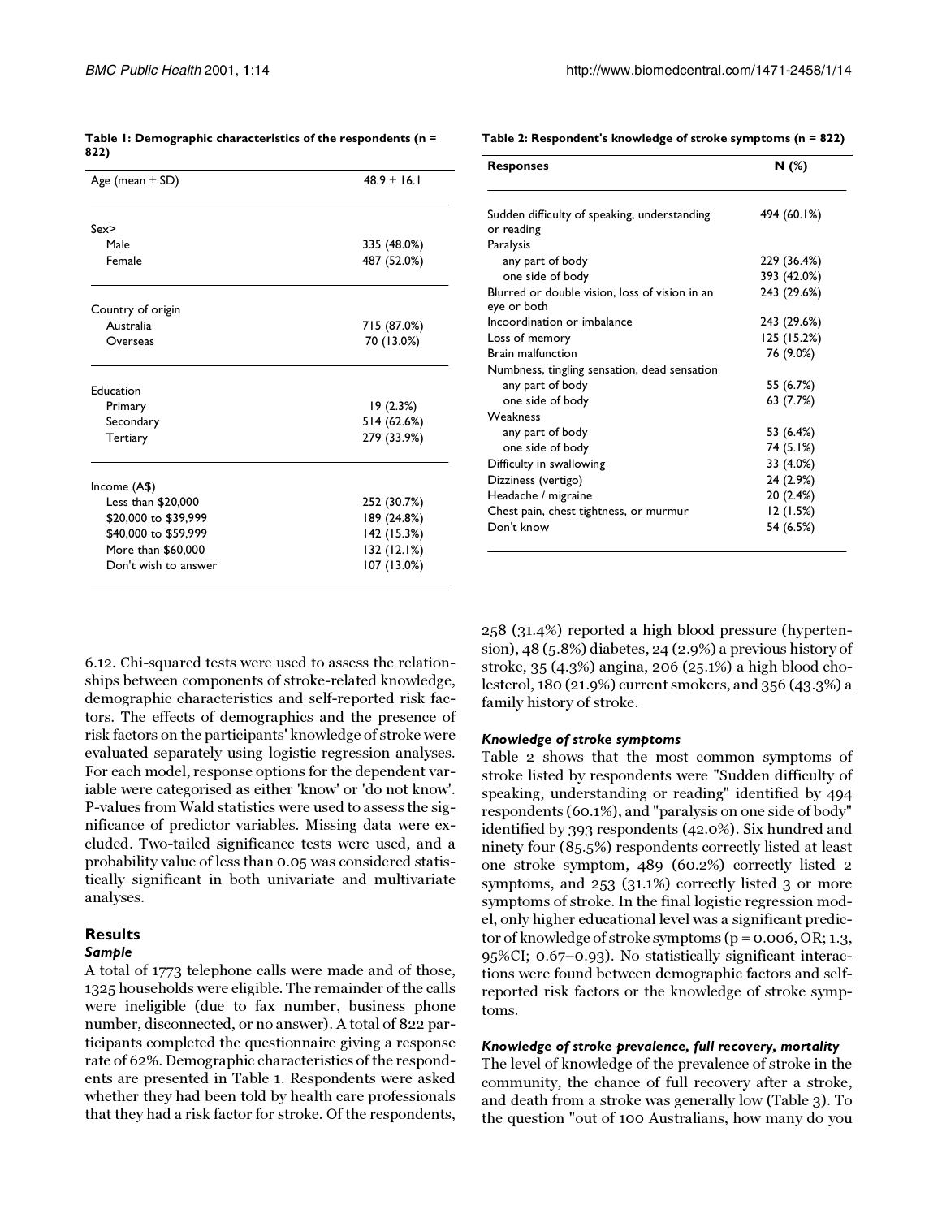**Table 1: Demographic characteristics of the respondents (n = 822)**

| | |
|---|---|
| Age (mean ± SD) | 48.9 ± 16.1 |
| Sex> | |
| Male | 335 (48.0%) |
| Female | 487 (52.0%) |
| Country of origin | |
| Australia | 715 (87.0%) |
| Overseas | 70 (13.0%) |
| Education | |
| Primary | 19 (2.3%) |
| Secondary | 514 (62.6%) |
| Tertiary | 279 (33.9%) |
| Income (A$) | |
| Less than $20,000 | 252 (30.7%) |
| $20,000 to $39,999 | 189 (24.8%) |
| $40,000 to $59,999 | 142 (15.3%) |
| More than $60,000 | 132 (12.1%) |
| Don't wish to answer | 107 (13.0%) |

**Table 2: Respondent's knowledge of stroke symptoms (n = 822)**

| Responses | N (%) |
|---|---|
| Sudden difficulty of speaking, understanding or reading | 494 (60.1%) |
| Paralysis | |
| any part of body | 229 (36.4%) |
| one side of body | 393 (42.0%) |
| Blurred or double vision, loss of vision in an eye or both | 243 (29.6%) |
| Incoordination or imbalance | 243 (29.6%) |
| Loss of memory | 125 (15.2%) |
| Brain malfunction | 76 (9.0%) |
| Numbness, tingling sensation, dead sensation | |
| any part of body | 55 (6.7%) |
| one side of body | 63 (7.7%) |
| Weakness | |
| any part of body | 53 (6.4%) |
| one side of body | 74 (5.1%) |
| Difficulty in swallowing | 33 (4.0%) |
| Dizziness (vertigo) | 24 (2.9%) |
| Headache / migraine | 20 (2.4%) |
| Chest pain, chest tightness, or murmur | 12 (1.5%) |
| Don't know | 54 (6.5%) |

6.12. Chi-squared tests were used to assess the relationships between components of stroke-related knowledge, demographic characteristics and self-reported risk factors. The effects of demographics and the presence of risk factors on the participants' knowledge of stroke were evaluated separately using logistic regression analyses. For each model, response options for the dependent variable were categorised as either 'know' or 'do not know'. P-values from Wald statistics were used to assess the significance of predictor variables. Missing data were excluded. Two-tailed significance tests were used, and a probability value of less than 0.05 was considered statistically significant in both univariate and multivariate analyses.

## Results

### *Sample*

A total of 1773 telephone calls were made and of those, 1325 households were eligible. The remainder of the calls were ineligible (due to fax number, business phone number, disconnected, or no answer). A total of 822 participants completed the questionnaire giving a response rate of 62%. Demographic characteristics of the respondents are presented in Table 1. Respondents were asked whether they had been told by health care professionals that they had a risk factor for stroke. Of the respondents, 258 (31.4%) reported a high blood pressure (hypertension), 48 (5.8%) diabetes, 24 (2.9%) a previous history of stroke, 35 (4.3%) angina, 206 (25.1%) a high blood cholesterol, 180 (21.9%) current smokers, and 356 (43.3%) a family history of stroke.

### *Knowledge of stroke symptoms*

Table 2 shows that the most common symptoms of stroke listed by respondents were "Sudden difficulty of speaking, understanding or reading" identified by 494 respondents (60.1%), and "paralysis on one side of body" identified by 393 respondents (42.0%). Six hundred and ninety four (85.5%) respondents correctly listed at least one stroke symptom, 489 (60.2%) correctly listed 2 symptoms, and 253 (31.1%) correctly listed 3 or more symptoms of stroke. In the final logistic regression model, only higher educational level was a significant predictor of knowledge of stroke symptoms ($p = 0.006$, OR; 1.3, 95%CI; 0.67–0.93). No statistically significant interactions were found between demographic factors and self-reported risk factors or the knowledge of stroke symptoms.

### *Knowledge of stroke prevalence, full recovery, mortality*

The level of knowledge of the prevalence of stroke in the community, the chance of full recovery after a stroke, and death from a stroke was generally low (Table 3). To the question "out of 100 Australians, how many do you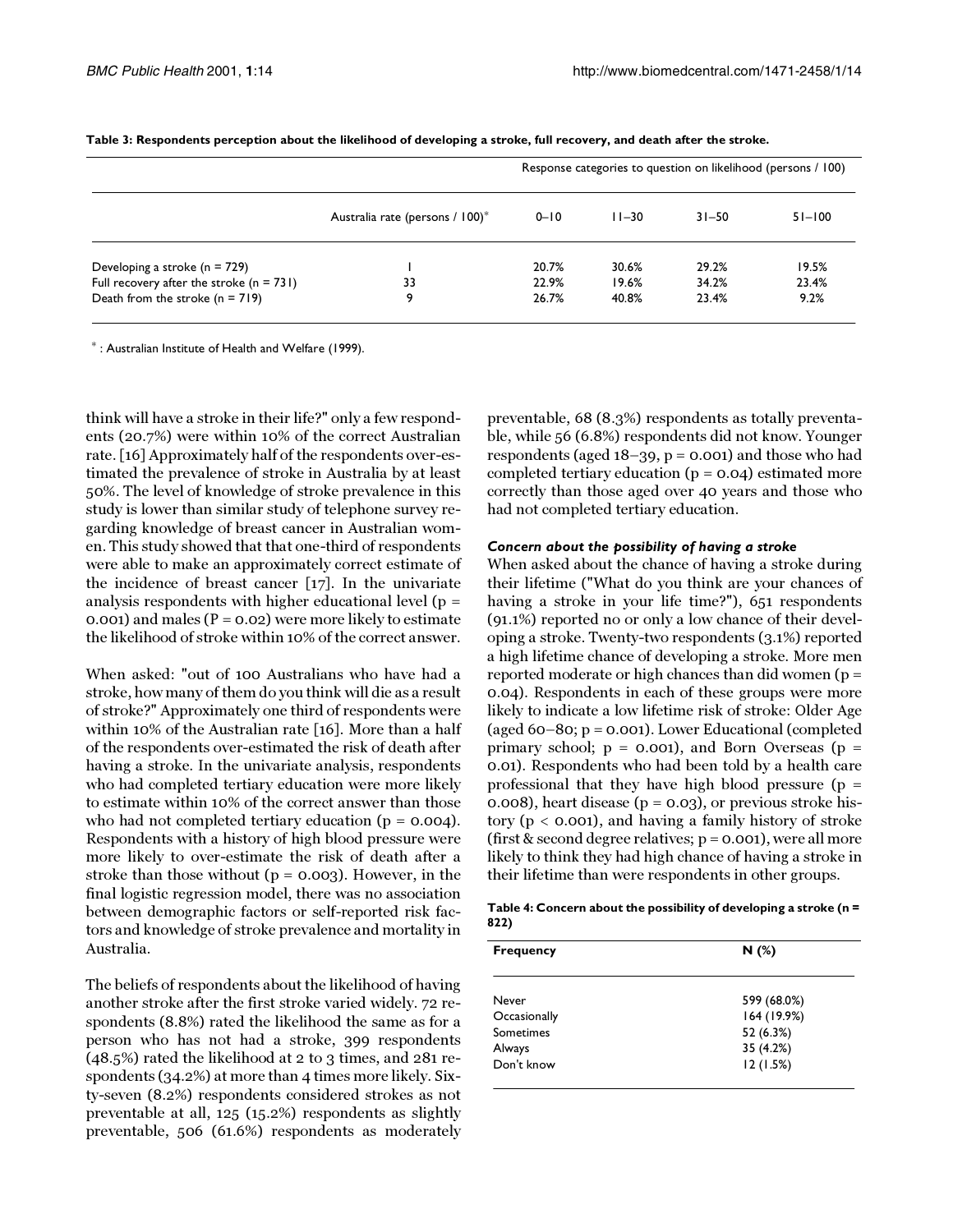**Table 3: Respondents perception about the likelihood of developing a stroke, full recovery, and death after the stroke.**

| | | Response categories to question on likelihood (persons / 100) | | | |
|---|---|---|---|---|---|
| | Australia rate (persons / 100)* | 0–10 | 11–30 | 31–50 | 51–100 |
| Developing a stroke (n = 729) | 1 | 20.7% | 30.6% | 29.2% | 19.5% |
| Full recovery after the stroke (n = 731) | 33 | 22.9% | 19.6% | 34.2% | 23.4% |
| Death from the stroke (n = 719) | 9 | 26.7% | 40.8% | 23.4% | 9.2% |

* : Australian Institute of Health and Welfare (1999).

think will have a stroke in their life?" only a few respondents (20.7%) were within 10% of the correct Australian rate. [16] Approximately half of the respondents over-estimated the prevalence of stroke in Australia by at least 50%. The level of knowledge of stroke prevalence in this study is lower than similar study of telephone survey regarding knowledge of breast cancer in Australian women. This study showed that that one-third of respondents were able to make an approximately correct estimate of the incidence of breast cancer [17]. In the univariate analysis respondents with higher educational level ($p = 0.001$) and males ($P = 0.02$) were more likely to estimate the likelihood of stroke within 10% of the correct answer.

When asked: "out of 100 Australians who have had a stroke, how many of them do you think will die as a result of stroke?" Approximately one third of respondents were within 10% of the Australian rate [16]. More than a half of the respondents over-estimated the risk of death after having a stroke. In the univariate analysis, respondents who had completed tertiary education were more likely to estimate within 10% of the correct answer than those who had not completed tertiary education ($p = 0.004$). Respondents with a history of high blood pressure were more likely to over-estimate the risk of death after a stroke than those without ($p = 0.003$). However, in the final logistic regression model, there was no association between demographic factors or self-reported risk factors and knowledge of stroke prevalence and mortality in Australia.

The beliefs of respondents about the likelihood of having another stroke after the first stroke varied widely. 72 respondents (8.8%) rated the likelihood the same as for a person who has not had a stroke, 399 respondents (48.5%) rated the likelihood at 2 to 3 times, and 281 respondents (34.2%) at more than 4 times more likely. Sixty-seven (8.2%) respondents considered strokes as not preventable at all, 125 (15.2%) respondents as slightly preventable, 506 (61.6%) respondents as moderately preventable, 68 (8.3%) respondents as totally preventable, while 56 (6.8%) respondents did not know. Younger respondents (aged 18–39, $p = 0.001$) and those who had completed tertiary education ($p = 0.04$) estimated more correctly than those aged over 40 years and those who had not completed tertiary education.

### *Concern about the possibility of having a stroke*

When asked about the chance of having a stroke during their lifetime ("What do you think are your chances of having a stroke in your life time?"), 651 respondents (91.1%) reported no or only a low chance of their developing a stroke. Twenty-two respondents (3.1%) reported a high lifetime chance of developing a stroke. More men reported moderate or high chances than did women ($p = 0.04$). Respondents in each of these groups were more likely to indicate a low lifetime risk of stroke: Older Age (aged 60–80; $p = 0.001$). Lower Educational (completed primary school; $p = 0.001$), and Born Overseas ($p = 0.01$). Respondents who had been told by a health care professional that they have high blood pressure ($p = 0.008$), heart disease ($p = 0.03$), or previous stroke history ($p < 0.001$), and having a family history of stroke (first & second degree relatives; $p = 0.001$), were all more likely to think they had high chance of having a stroke in their lifetime than were respondents in other groups.

**Table 4: Concern about the possibility of developing a stroke (n = 822)**

| Frequency | N (%) |
|---|---|
| Never | 599 (68.0%) |
| Occasionally | 164 (19.9%) |
| Sometimes | 52 (6.3%) |
| Always | 35 (4.2%) |
| Don't know | 12 (1.5%) |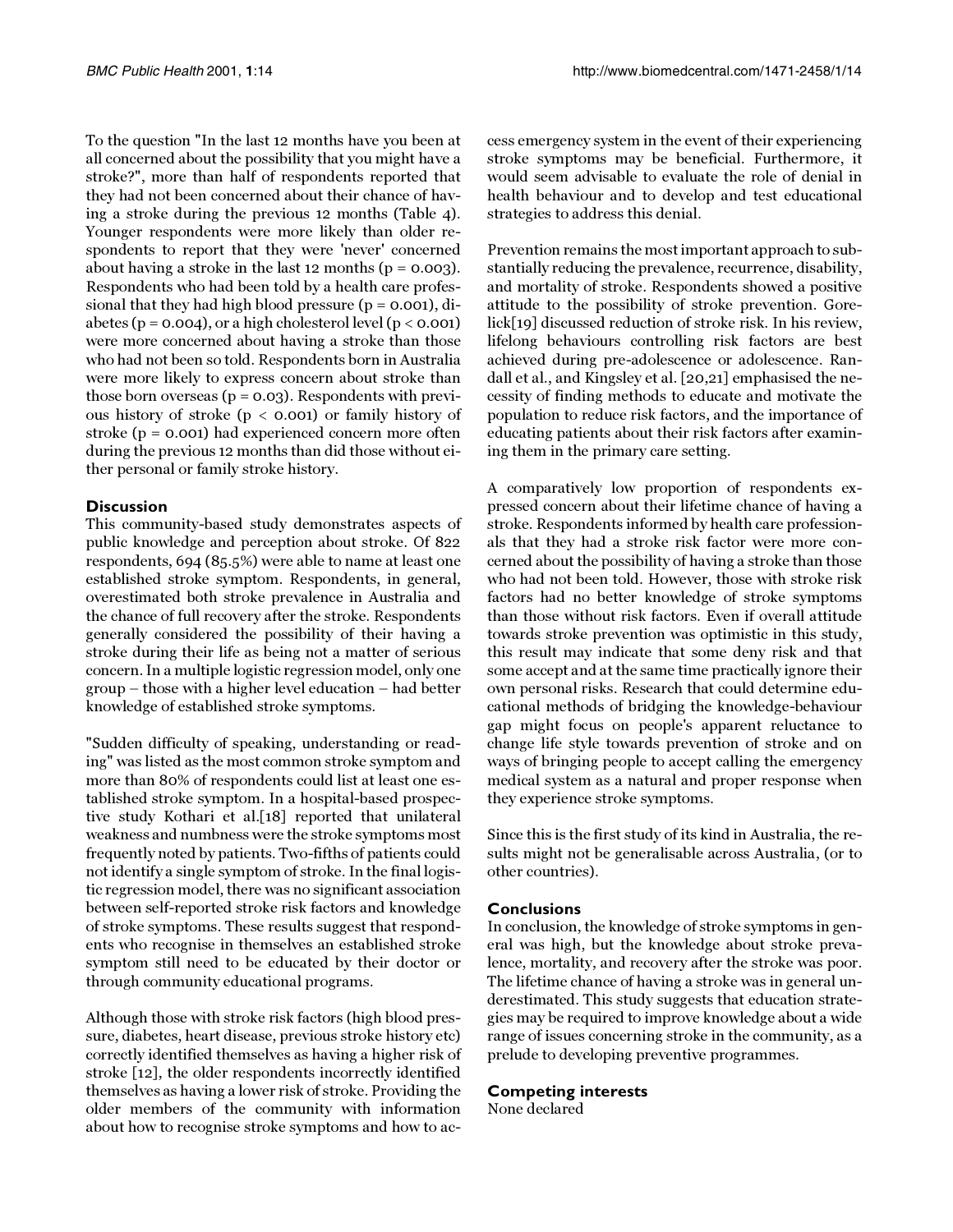To the question "In the last 12 months have you been at all concerned about the possibility that you might have a stroke?", more than half of respondents reported that they had not been concerned about their chance of having a stroke during the previous 12 months (Table 4). Younger respondents were more likely than older respondents to report that they were 'never' concerned about having a stroke in the last 12 months ($p = 0.003$). Respondents who had been told by a health care professional that they had high blood pressure ($p = 0.001$), diabetes ($p = 0.004$), or a high cholesterol level ($p < 0.001$) were more concerned about having a stroke than those who had not been so told. Respondents born in Australia were more likely to express concern about stroke than those born overseas ($p = 0.03$). Respondents with previous history of stroke ($p < 0.001$) or family history of stroke ($p = 0.001$) had experienced concern more often during the previous 12 months than did those without either personal or family stroke history.

## Discussion

This community-based study demonstrates aspects of public knowledge and perception about stroke. Of 822 respondents, 694 (85.5%) were able to name at least one established stroke symptom. Respondents, in general, overestimated both stroke prevalence in Australia and the chance of full recovery after the stroke. Respondents generally considered the possibility of their having a stroke during their life as being not a matter of serious concern. In a multiple logistic regression model, only one group – those with a higher level education – had better knowledge of established stroke symptoms.

"Sudden difficulty of speaking, understanding or reading" was listed as the most common stroke symptom and more than 80% of respondents could list at least one established stroke symptom. In a hospital-based prospective study Kothari et al.[18] reported that unilateral weakness and numbness were the stroke symptoms most frequently noted by patients. Two-fifths of patients could not identify a single symptom of stroke. In the final logistic regression model, there was no significant association between self-reported stroke risk factors and knowledge of stroke symptoms. These results suggest that respondents who recognise in themselves an established stroke symptom still need to be educated by their doctor or through community educational programs.

Although those with stroke risk factors (high blood pressure, diabetes, heart disease, previous stroke history etc) correctly identified themselves as having a higher risk of stroke [12], the older respondents incorrectly identified themselves as having a lower risk of stroke. Providing the older members of the community with information about how to recognise stroke symptoms and how to access emergency system in the event of their experiencing stroke symptoms may be beneficial. Furthermore, it would seem advisable to evaluate the role of denial in health behaviour and to develop and test educational strategies to address this denial.

Prevention remains the most important approach to substantially reducing the prevalence, recurrence, disability, and mortality of stroke. Respondents showed a positive attitude to the possibility of stroke prevention. Gorelick[19] discussed reduction of stroke risk. In his review, lifelong behaviours controlling risk factors are best achieved during pre-adolescence or adolescence. Randall et al., and Kingsley et al. [20,21] emphasised the necessity of finding methods to educate and motivate the population to reduce risk factors, and the importance of educating patients about their risk factors after examining them in the primary care setting.

A comparatively low proportion of respondents expressed concern about their lifetime chance of having a stroke. Respondents informed by health care professionals that they had a stroke risk factor were more concerned about the possibility of having a stroke than those who had not been told. However, those with stroke risk factors had no better knowledge of stroke symptoms than those without risk factors. Even if overall attitude towards stroke prevention was optimistic in this study, this result may indicate that some deny risk and that some accept and at the same time practically ignore their own personal risks. Research that could determine educational methods of bridging the knowledge-behaviour gap might focus on people's apparent reluctance to change life style towards prevention of stroke and on ways of bringing people to accept calling the emergency medical system as a natural and proper response when they experience stroke symptoms.

Since this is the first study of its kind in Australia, the results might not be generalisable across Australia, (or to other countries).

## Conclusions

In conclusion, the knowledge of stroke symptoms in general was high, but the knowledge about stroke prevalence, mortality, and recovery after the stroke was poor. The lifetime chance of having a stroke was in general underestimated. This study suggests that education strategies may be required to improve knowledge about a wide range of issues concerning stroke in the community, as a prelude to developing preventive programmes.

## Competing interests

None declared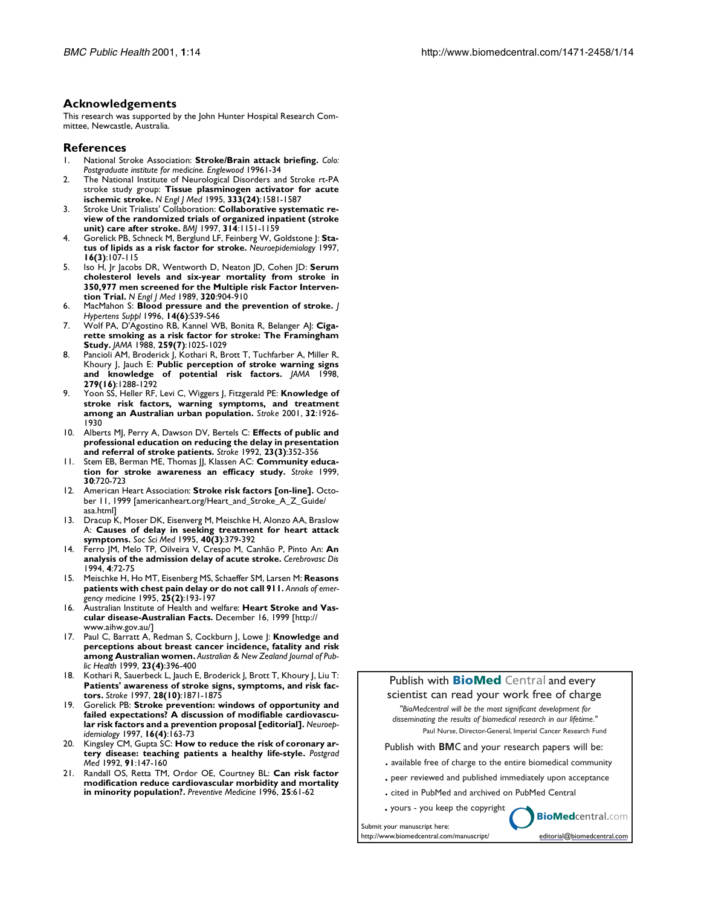## Acknowledgements

This research was supported by the John Hunter Hospital Research Committee, Newcastle, Australia.

## References

1. National Stroke Association: **Stroke/Brain attack briefing.** *Colo: Postgraduate institute for medicine. Englewood* 19961-34
2. The National Institute of Neurological Disorders and Stroke rt-PA stroke study group: **Tissue plasminogen activator for acute ischemic stroke.** *N Engl J Med* 1995, **333(24)**:1581-1587
3. Stroke Unit Trialists' Collaboration: **Collaborative systematic review of the randomized trials of organized inpatient (stroke unit) care after stroke.** *BMJ* 1997, **314**:1151-1159
4. Gorelick PB, Schneck M, Berglund LF, Feinberg W, Goldstone J: **Status of lipids as a risk factor for stroke.** *Neuroepidemiology* 1997, **16(3)**:107-115
5. Iso H, Jr Jacobs DR, Wentworth D, Neaton JD, Cohen JD: **Serum cholesterol levels and six-year mortality from stroke in 350,977 men screened for the Multiple risk Factor Intervention Trial.** *N Engl J Med* 1989, **320**:904-910
6. MacMahon S: **Blood pressure and the prevention of stroke.** *J Hypertens Suppl* 1996, **14(6)**:S39-S46
7. Wolf PA, D'Agostino RB, Kannel WB, Bonita R, Belanger AJ: **Cigarette smoking as a risk factor for stroke: The Framingham Study.** *JAMA* 1988, **259(7)**:1025-1029
8. Pancioli AM, Broderick J, Kothari R, Brott T, Tuchfarber A, Miller R, Khoury J, Jauch E: **Public perception of stroke warning signs and knowledge of potential risk factors.** *JAMA* 1998, **279(16)**:1288-1292
9. Yoon SS, Heller RF, Levi C, Wiggers J, Fitzgerald PE: **Knowledge of stroke risk factors, warning symptoms, and treatment among an Australian urban population.** *Stroke* 2001, **32**:1926-1930
10. Alberts MJ, Perry A, Dawson DV, Bertels C: **Effects of public and professional education on reducing the delay in presentation and referral of stroke patients.** *Stroke* 1992, **23(3)**:352-356
11. Stem EB, Berman ME, Thomas JJ, Klassen AC: **Community education for stroke awareness an efficacy study.** *Stroke* 1999, **30**:720-723
12. American Heart Association: **Stroke risk factors [on-line].** October 11, 1999 [americanheart.org/Heart_and_Stroke_A_Z_Guide/asa.html]
13. Dracup K, Moser DK, Eisenverg M, Meischke H, Alonzo AA, Braslow A: **Causes of delay in seeking treatment for heart attack symptoms.** *Soc Sci Med* 1995, **40(3)**:379-392
14. Ferro JM, Melo TP, Oilveira V, Crespo M, Canhão P, Pinto An: **An analysis of the admission delay of acute stroke.** *Cerebrovasc Dis* 1994, **4**:72-75
15. Meischke H, Ho MT, Eisenberg MS, Schaeffer SM, Larsen M: **Reasons patients with chest pain delay or do not call 911.** *Annals of emergency medicine* 1995, **25(2)**:193-197
16. Australian Institute of Health and welfare: **Heart Stroke and Vascular disease-Australian Facts.** December 16, 1999 [http://www.aihw.gov.au/]
17. Paul C, Barratt A, Redman S, Cockburn J, Lowe J: **Knowledge and perceptions about breast cancer incidence, fatality and risk among Australian women.** *Australian & New Zealand Journal of Public Health* 1999, **23(4)**:396-400
18. Kothari R, Sauerbeck L, Jauch E, Broderick J, Brott T, Khoury J, Liu T: **Patients' awareness of stroke signs, symptoms, and risk factors.** *Stroke* 1997, **28(10)**:1871-1875
19. Gorelick PB: **Stroke prevention: windows of opportunity and failed expectations? A discussion of modifiable cardiovascular risk factors and a prevention proposal [editorial].** *Neuroepidemiology* 1997, **16(4)**:163-73
20. Kingsley CM, Gupta SC: **How to reduce the risk of coronary artery disease: teaching patients a healthy life-style.** *Postgrad Med* 1992, **91**:147-160
21. Randall OS, Retta TM, Ordor OE, Courtney BL: **Can risk factor modification reduce cardiovascular morbidity and mortality in minority population?.** *Preventive Medicine* 1996, **25**:61-62

Publish with **BioMed** Central and every scientist can read your work free of charge

*"BioMedcentral will be the most significant development for disseminating the results of biomedical research in our lifetime."*
Paul Nurse, Director-General, Imperial Cancer Research Fund

Publish with **BMC** and your research papers will be:

- available free of charge to the entire biomedical community
- peer reviewed and published immediately upon acceptance
- cited in PubMed and archived on PubMed Central
- yours - you keep the copyright

**BioMed**central.com

Submit your manuscript here:
http://www.biomedcentral.com/manuscript/

editorial@biomedcentral.com